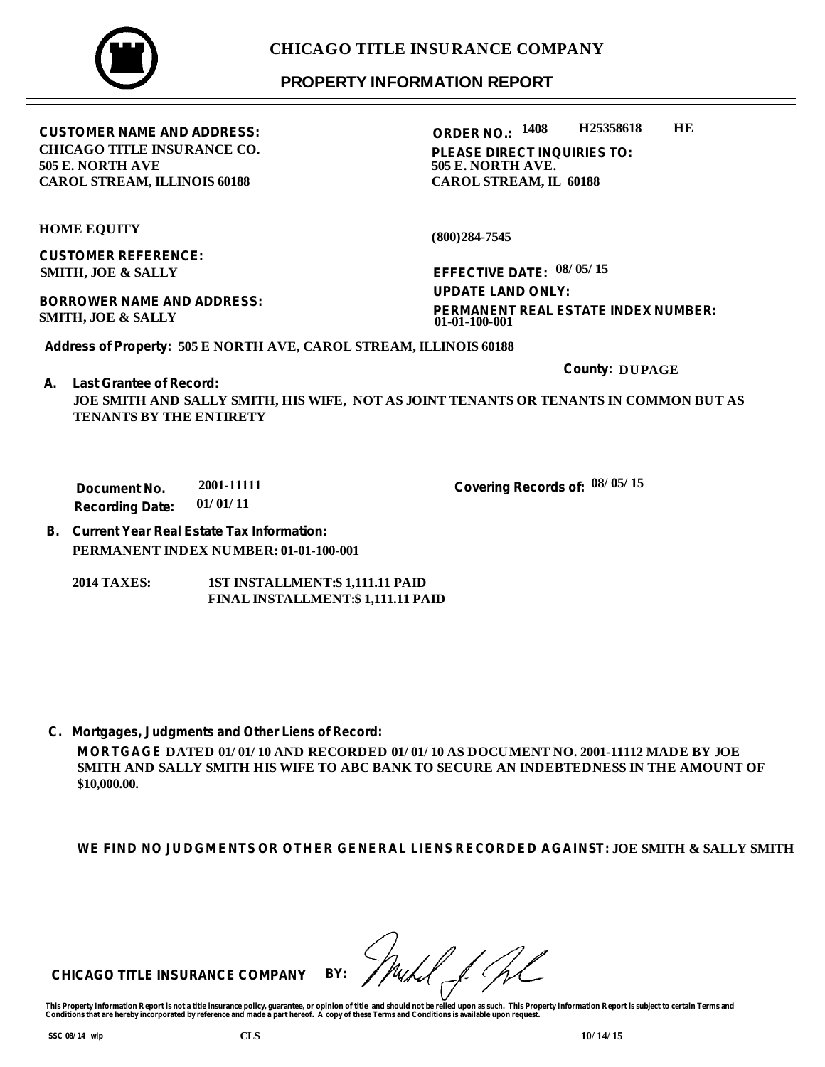# CHICAGO TITLE INSURANCE COMPANY

## PROPERTY INFORMATION REPORT

**CUSTOMER NAME AND ADDRESS:**
CHICAGO TITLE INSURANCE CO.
505 E. NORTH AVE
CAROL STREAM, ILLINOIS 60188

**ORDER NO.:** 1408 H25358618 HE

**PLEASE DIRECT INQUIRIES TO:**
505 E. NORTH AVE.
CAROL STREAM, IL 60188

HOME EQUITY

(800)284-7545

**CUSTOMER REFERENCE:**
SMITH, JOE & SALLY

**EFFECTIVE DATE:** 08/05/15

**UPDATE LAND ONLY:**

**BORROWER NAME AND ADDRESS:**
SMITH, JOE & SALLY

**PERMANENT REAL ESTATE INDEX NUMBER:**
01-01-100-001

**Address of Property:** 505 E NORTH AVE, CAROL STREAM, ILLINOIS 60188

**County:** DUPAGE

**A. Last Grantee of Record:**

JOE SMITH AND SALLY SMITH, HIS WIFE, NOT AS JOINT TENANTS OR TENANTS IN COMMON BUT AS TENANTS BY THE ENTIRETY

**Document No.** 2001-11111
**Recording Date:** 01/01/11

**Covering Records of:** 08/05/15

**B. Current Year Real Estate Tax Information:**

PERMANENT INDEX NUMBER: 01-01-100-001

2014 TAXES: 1ST INSTALLMENT:$ 1,111.11 PAID
FINAL INSTALLMENT:$ 1,111.11 PAID

**C. Mortgages, Judgments and Other Liens of Record:**

**MORTGAGE** DATED 01/01/10 AND RECORDED 01/01/10 AS DOCUMENT NO. 2001-11112 MADE BY JOE SMITH AND SALLY SMITH HIS WIFE TO ABC BANK TO SECURE AN INDEBTEDNESS IN THE AMOUNT OF $10,000.00.

**WE FIND NO JUDGMENTS OR OTHER GENERAL LIENS RECORDED AGAINST:** JOE SMITH & SALLY SMITH

**CHICAGO TITLE INSURANCE COMPANY BY:**

This Property Information Report is not a title insurance policy, guarantee, or opinion of title and should not be relied upon as such. This Property Information Report is subject to certain Terms and Conditions that are hereby incorporated by reference and made a part hereof. A copy of these Terms and Conditions is available upon request.

SSC 08/14 wlp CLS 10/14/15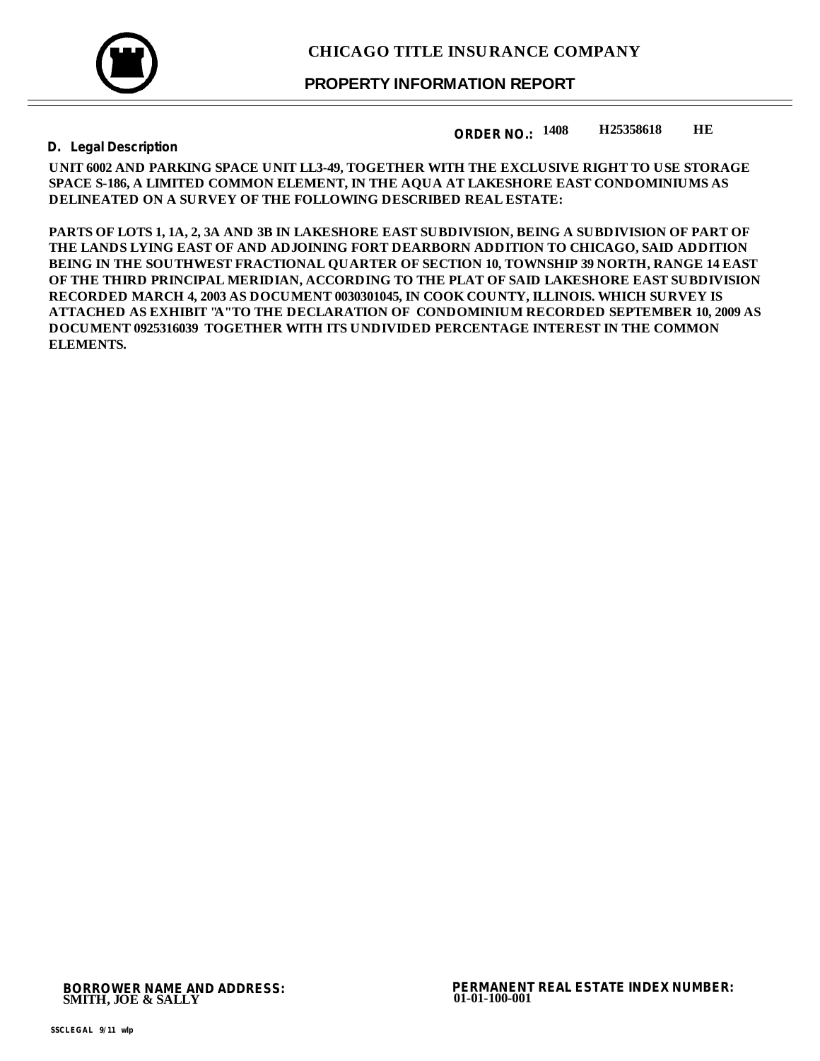# CHICAGO TITLE INSURANCE COMPANY

## PROPERTY INFORMATION REPORT

**ORDER NO.:** 1408 H25358618 HE

**D. Legal Description**

**UNIT 6002 AND PARKING SPACE UNIT LL3-49, TOGETHER WITH THE EXCLUSIVE RIGHT TO USE STORAGE SPACE S-186, A LIMITED COMMON ELEMENT, IN THE AQUA AT LAKESHORE EAST CONDOMINIUMS AS DELINEATED ON A SURVEY OF THE FOLLOWING DESCRIBED REAL ESTATE:**

**PARTS OF LOTS 1, 1A, 2, 3A AND 3B IN LAKESHORE EAST SUBDIVISION, BEING A SUBDIVISION OF PART OF THE LANDS LYING EAST OF AND ADJOINING FORT DEARBORN ADDITION TO CHICAGO, SAID ADDITION BEING IN THE SOUTHWEST FRACTIONAL QUARTER OF SECTION 10, TOWNSHIP 39 NORTH, RANGE 14 EAST OF THE THIRD PRINCIPAL MERIDIAN, ACCORDING TO THE PLAT OF SAID LAKESHORE EAST SUBDIVISION RECORDED MARCH 4, 2003 AS DOCUMENT 0030301045, IN COOK COUNTY, ILLINOIS. WHICH SURVEY IS ATTACHED AS EXHIBIT "A"TO THE DECLARATION OF CONDOMINIUM RECORDED SEPTEMBER 10, 2009 AS DOCUMENT 0925316039 TOGETHER WITH ITS UNDIVIDED PERCENTAGE INTEREST IN THE COMMON ELEMENTS.**

**BORROWER NAME AND ADDRESS:**
SMITH, JOE & SALLY

**PERMANENT REAL ESTATE INDEX NUMBER:**
01-01-100-001

SSCLEGAL 9/11 wlp